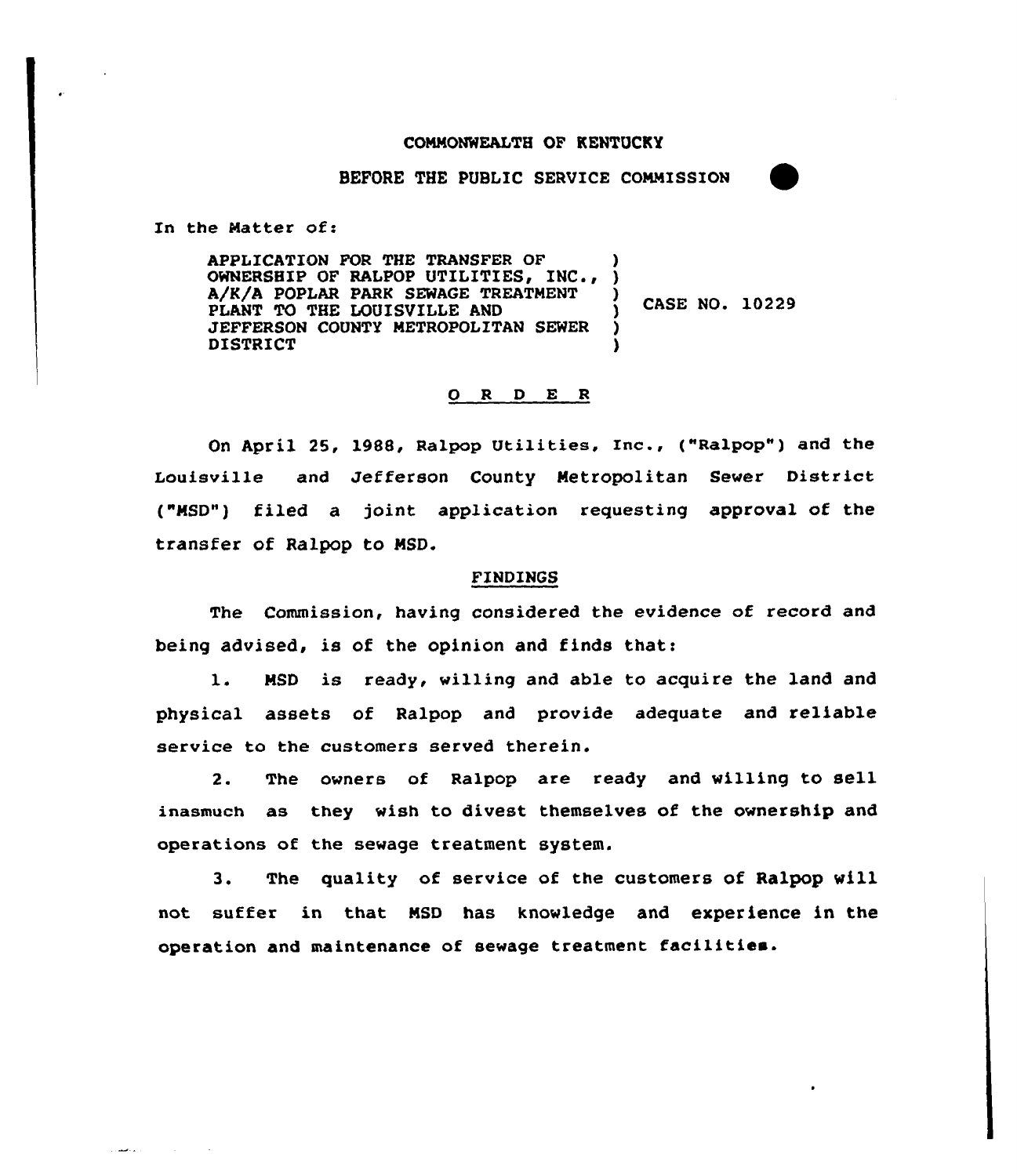COMMONWEALTH OF KENTUCKY

BEFORE THE PUBLIC SERVICE COMMISSION

In the Matter of:

| | | |
|---|---|---|
| APPLICATION FOR THE TRANSFER OF OWNERSHIP OF RALPOP UTILITIES, INC., A/K/A POPLAR PARK SEWAGE TREATMENT PLANT TO THE LOUISVILLE AND JEFFERSON COUNTY METROPOLITAN SEWER DISTRICT | ) | CASE NO. 10229 |

## O R D E R

On April 25, 1988, Ralpop Utilities, Inc., ("Ralpop") and the Louisville and Jefferson County Metropolitan Sewer District ("MSD") filed a joint application requesting approval of the transfer of Ralpop to MSD.

### FINDINGS

The Commission, having considered the evidence of record and being advised, is of the opinion and finds that:

1. MSD is ready, willing and able to acquire the land and physical assets of Ralpop and provide adequate and reliable service to the customers served therein.

2. The owners of Ralpop are ready and willing to sell inasmuch as they wish to divest themselves of the ownership and operations of the sewage treatment system.

3. The quality of service of the customers of Ralpop will not suffer in that MSD has knowledge and experience in the operation and maintenance of sewage treatment facilities.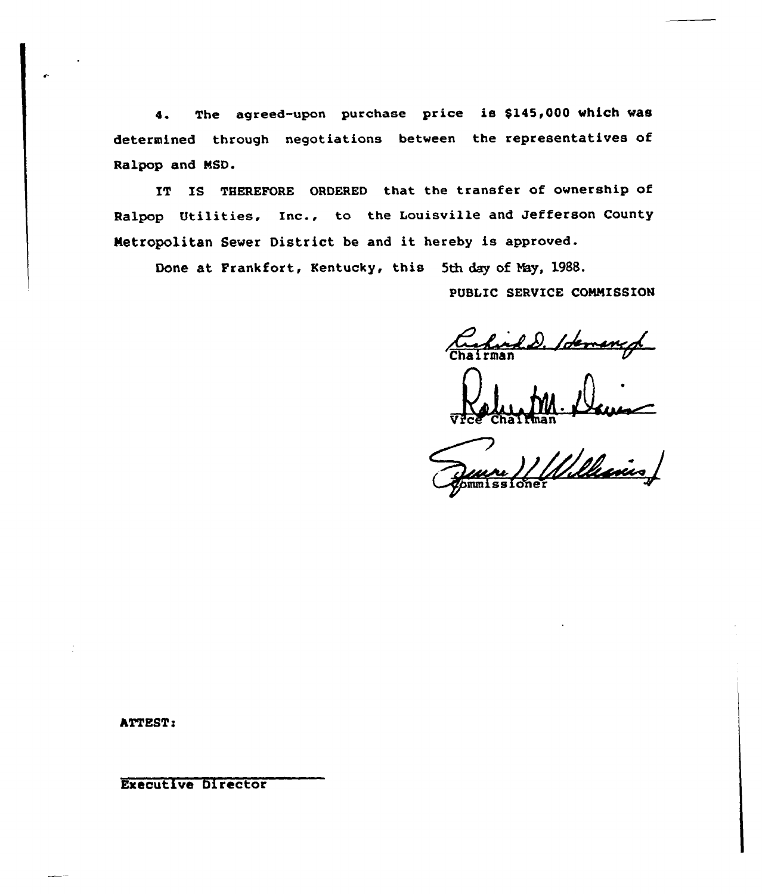4. The agreed-upon purchase price is $145,000 which was determined through negotiations between the representatives of Ralpop and MSD.

IT IS THEREFORE ORDERED that the transfer of ownership of Ralpop Utilities, Inc., to the Louisville and Jefferson County Metropolitan Sewer District be and it hereby is approved.

Done at Frankfort, Kentucky, this 5th day of May, 1988.

PUBLIC SERVICE COMMISSION

Chairman

Vice Chairman

Commissioner

ATTEST:

Executive Director